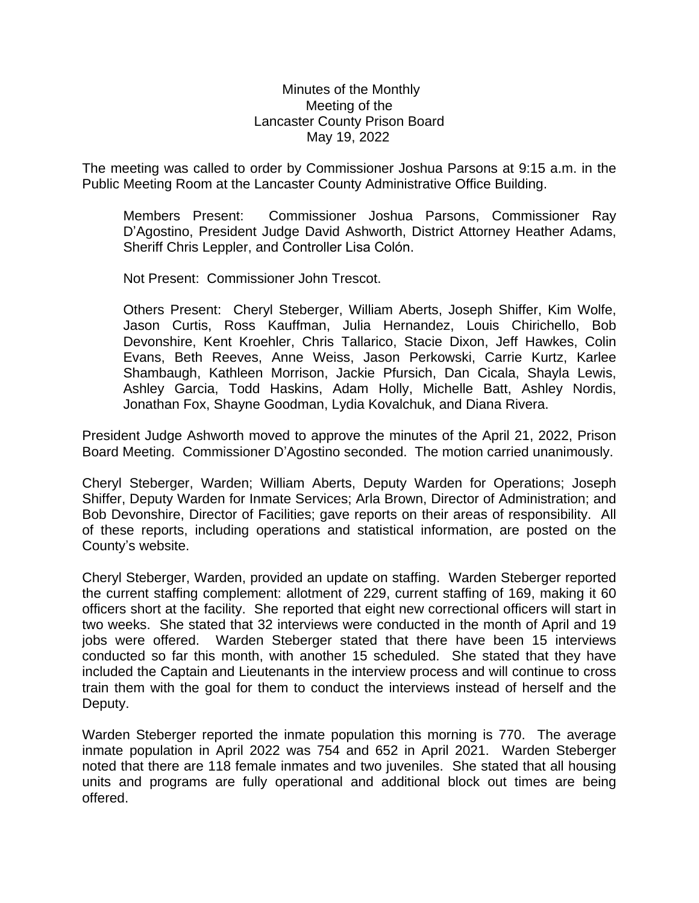Minutes of the Monthly
Meeting of the
Lancaster County Prison Board
May 19, 2022

The meeting was called to order by Commissioner Joshua Parsons at 9:15 a.m. in the Public Meeting Room at the Lancaster County Administrative Office Building.

Members Present: Commissioner Joshua Parsons, Commissioner Ray D'Agostino, President Judge David Ashworth, District Attorney Heather Adams, Sheriff Chris Leppler, and Controller Lisa Colón.

Not Present: Commissioner John Trescot.

Others Present: Cheryl Steberger, William Aberts, Joseph Shiffer, Kim Wolfe, Jason Curtis, Ross Kauffman, Julia Hernandez, Louis Chirichello, Bob Devonshire, Kent Kroehler, Chris Tallarico, Stacie Dixon, Jeff Hawkes, Colin Evans, Beth Reeves, Anne Weiss, Jason Perkowski, Carrie Kurtz, Karlee Shambaugh, Kathleen Morrison, Jackie Pfursich, Dan Cicala, Shayla Lewis, Ashley Garcia, Todd Haskins, Adam Holly, Michelle Batt, Ashley Nordis, Jonathan Fox, Shayne Goodman, Lydia Kovalchuk, and Diana Rivera.

President Judge Ashworth moved to approve the minutes of the April 21, 2022, Prison Board Meeting. Commissioner D'Agostino seconded. The motion carried unanimously.

Cheryl Steberger, Warden; William Aberts, Deputy Warden for Operations; Joseph Shiffer, Deputy Warden for Inmate Services; Arla Brown, Director of Administration; and Bob Devonshire, Director of Facilities; gave reports on their areas of responsibility. All of these reports, including operations and statistical information, are posted on the County's website.

Cheryl Steberger, Warden, provided an update on staffing. Warden Steberger reported the current staffing complement: allotment of 229, current staffing of 169, making it 60 officers short at the facility. She reported that eight new correctional officers will start in two weeks. She stated that 32 interviews were conducted in the month of April and 19 jobs were offered. Warden Steberger stated that there have been 15 interviews conducted so far this month, with another 15 scheduled. She stated that they have included the Captain and Lieutenants in the interview process and will continue to cross train them with the goal for them to conduct the interviews instead of herself and the Deputy.

Warden Steberger reported the inmate population this morning is 770. The average inmate population in April 2022 was 754 and 652 in April 2021. Warden Steberger noted that there are 118 female inmates and two juveniles. She stated that all housing units and programs are fully operational and additional block out times are being offered.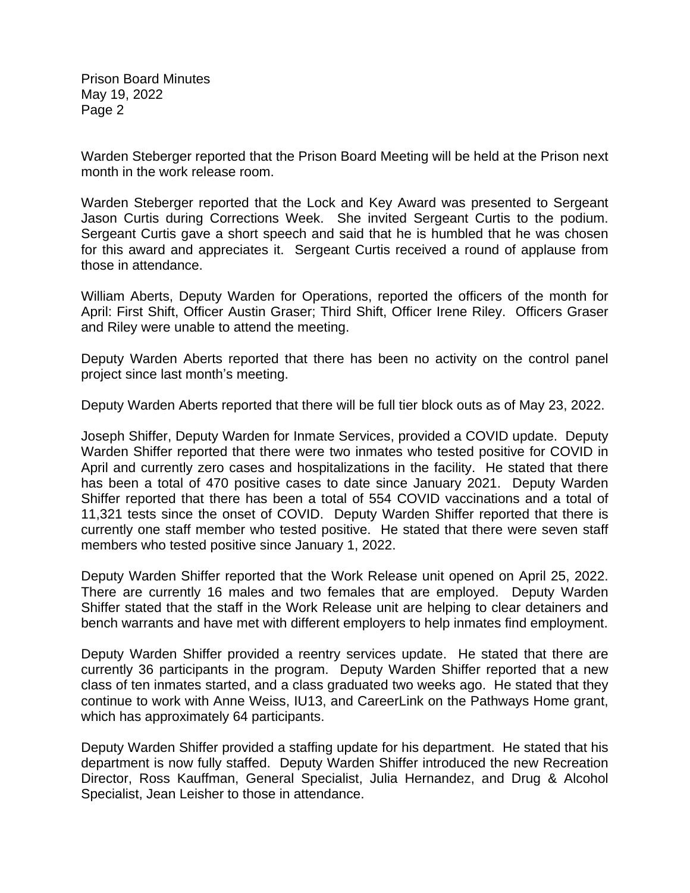Warden Steberger reported that the Prison Board Meeting will be held at the Prison next month in the work release room.

Warden Steberger reported that the Lock and Key Award was presented to Sergeant Jason Curtis during Corrections Week. She invited Sergeant Curtis to the podium. Sergeant Curtis gave a short speech and said that he is humbled that he was chosen for this award and appreciates it. Sergeant Curtis received a round of applause from those in attendance.

William Aberts, Deputy Warden for Operations, reported the officers of the month for April: First Shift, Officer Austin Graser; Third Shift, Officer Irene Riley. Officers Graser and Riley were unable to attend the meeting.

Deputy Warden Aberts reported that there has been no activity on the control panel project since last month's meeting.

Deputy Warden Aberts reported that there will be full tier block outs as of May 23, 2022.

Joseph Shiffer, Deputy Warden for Inmate Services, provided a COVID update. Deputy Warden Shiffer reported that there were two inmates who tested positive for COVID in April and currently zero cases and hospitalizations in the facility. He stated that there has been a total of 470 positive cases to date since January 2021. Deputy Warden Shiffer reported that there has been a total of 554 COVID vaccinations and a total of 11,321 tests since the onset of COVID. Deputy Warden Shiffer reported that there is currently one staff member who tested positive. He stated that there were seven staff members who tested positive since January 1, 2022.

Deputy Warden Shiffer reported that the Work Release unit opened on April 25, 2022. There are currently 16 males and two females that are employed. Deputy Warden Shiffer stated that the staff in the Work Release unit are helping to clear detainers and bench warrants and have met with different employers to help inmates find employment.

Deputy Warden Shiffer provided a reentry services update. He stated that there are currently 36 participants in the program. Deputy Warden Shiffer reported that a new class of ten inmates started, and a class graduated two weeks ago. He stated that they continue to work with Anne Weiss, IU13, and CareerLink on the Pathways Home grant, which has approximately 64 participants.

Deputy Warden Shiffer provided a staffing update for his department. He stated that his department is now fully staffed. Deputy Warden Shiffer introduced the new Recreation Director, Ross Kauffman, General Specialist, Julia Hernandez, and Drug & Alcohol Specialist, Jean Leisher to those in attendance.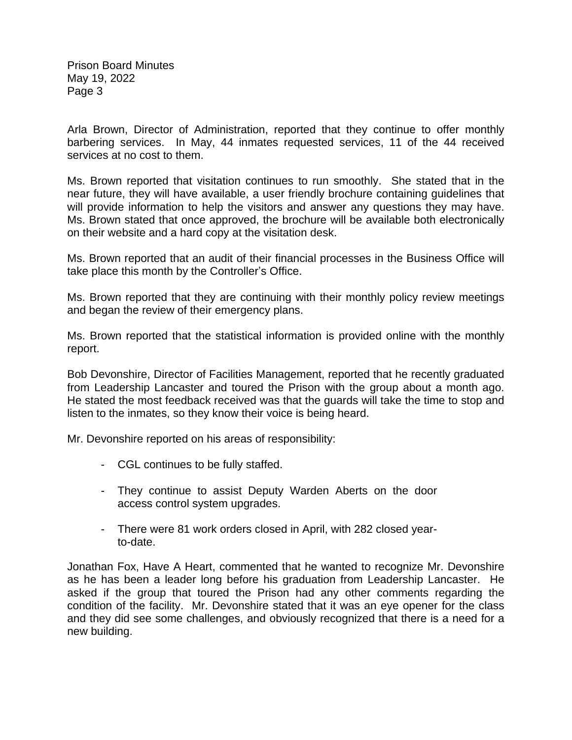Arla Brown, Director of Administration, reported that they continue to offer monthly barbering services. In May, 44 inmates requested services, 11 of the 44 received services at no cost to them.

Ms. Brown reported that visitation continues to run smoothly. She stated that in the near future, they will have available, a user friendly brochure containing guidelines that will provide information to help the visitors and answer any questions they may have. Ms. Brown stated that once approved, the brochure will be available both electronically on their website and a hard copy at the visitation desk.

Ms. Brown reported that an audit of their financial processes in the Business Office will take place this month by the Controller's Office.

Ms. Brown reported that they are continuing with their monthly policy review meetings and began the review of their emergency plans.

Ms. Brown reported that the statistical information is provided online with the monthly report.

Bob Devonshire, Director of Facilities Management, reported that he recently graduated from Leadership Lancaster and toured the Prison with the group about a month ago. He stated the most feedback received was that the guards will take the time to stop and listen to the inmates, so they know their voice is being heard.

Mr. Devonshire reported on his areas of responsibility:

- CGL continues to be fully staffed.
- They continue to assist Deputy Warden Aberts on the door access control system upgrades.
- There were 81 work orders closed in April, with 282 closed year-to-date.

Jonathan Fox, Have A Heart, commented that he wanted to recognize Mr. Devonshire as he has been a leader long before his graduation from Leadership Lancaster. He asked if the group that toured the Prison had any other comments regarding the condition of the facility. Mr. Devonshire stated that it was an eye opener for the class and they did see some challenges, and obviously recognized that there is a need for a new building.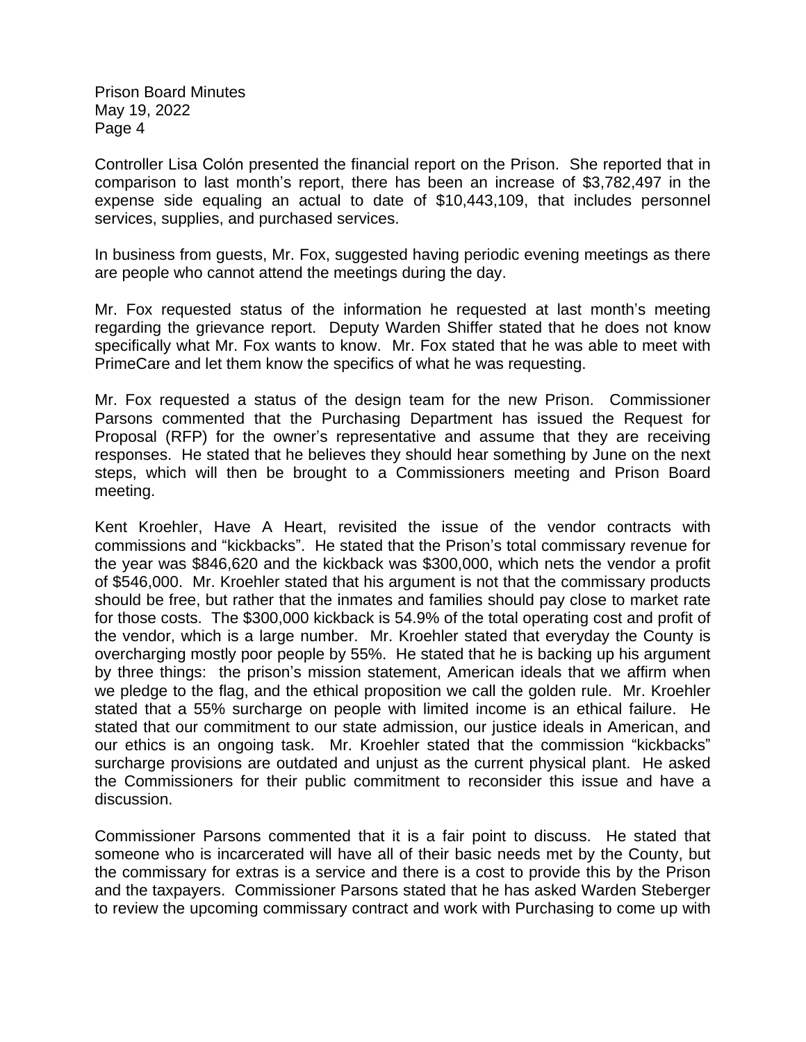Controller Lisa Colón presented the financial report on the Prison. She reported that in comparison to last month's report, there has been an increase of $3,782,497 in the expense side equaling an actual to date of $10,443,109, that includes personnel services, supplies, and purchased services.

In business from guests, Mr. Fox, suggested having periodic evening meetings as there are people who cannot attend the meetings during the day.

Mr. Fox requested status of the information he requested at last month's meeting regarding the grievance report. Deputy Warden Shiffer stated that he does not know specifically what Mr. Fox wants to know. Mr. Fox stated that he was able to meet with PrimeCare and let them know the specifics of what he was requesting.

Mr. Fox requested a status of the design team for the new Prison. Commissioner Parsons commented that the Purchasing Department has issued the Request for Proposal (RFP) for the owner's representative and assume that they are receiving responses. He stated that he believes they should hear something by June on the next steps, which will then be brought to a Commissioners meeting and Prison Board meeting.

Kent Kroehler, Have A Heart, revisited the issue of the vendor contracts with commissions and "kickbacks". He stated that the Prison's total commissary revenue for the year was $846,620 and the kickback was $300,000, which nets the vendor a profit of $546,000. Mr. Kroehler stated that his argument is not that the commissary products should be free, but rather that the inmates and families should pay close to market rate for those costs. The $300,000 kickback is 54.9% of the total operating cost and profit of the vendor, which is a large number. Mr. Kroehler stated that everyday the County is overcharging mostly poor people by 55%. He stated that he is backing up his argument by three things: the prison's mission statement, American ideals that we affirm when we pledge to the flag, and the ethical proposition we call the golden rule. Mr. Kroehler stated that a 55% surcharge on people with limited income is an ethical failure. He stated that our commitment to our state admission, our justice ideals in American, and our ethics is an ongoing task. Mr. Kroehler stated that the commission "kickbacks" surcharge provisions are outdated and unjust as the current physical plant. He asked the Commissioners for their public commitment to reconsider this issue and have a discussion.

Commissioner Parsons commented that it is a fair point to discuss. He stated that someone who is incarcerated will have all of their basic needs met by the County, but the commissary for extras is a service and there is a cost to provide this by the Prison and the taxpayers. Commissioner Parsons stated that he has asked Warden Steberger to review the upcoming commissary contract and work with Purchasing to come up with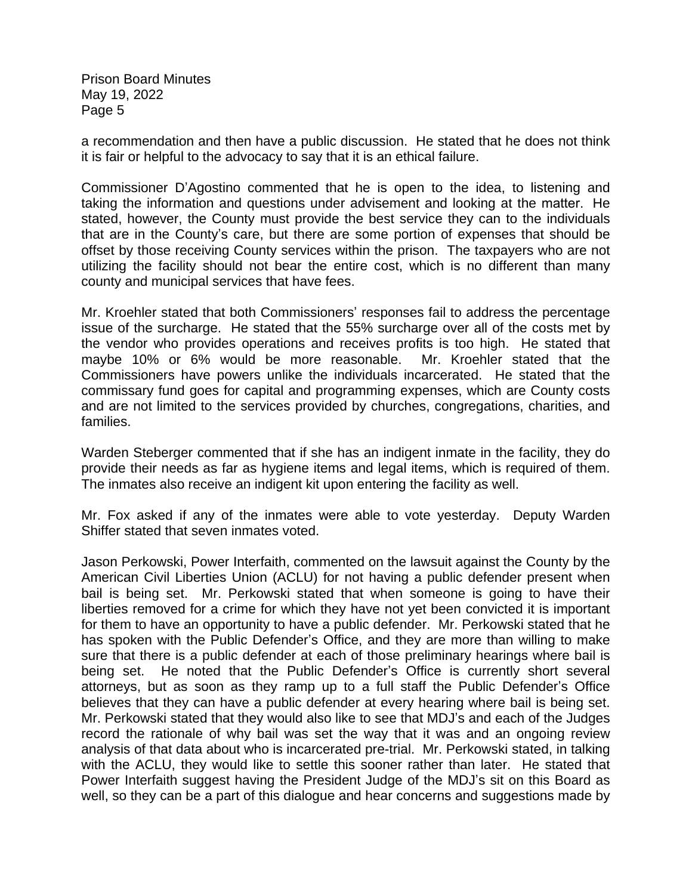a recommendation and then have a public discussion. He stated that he does not think it is fair or helpful to the advocacy to say that it is an ethical failure.

Commissioner D'Agostino commented that he is open to the idea, to listening and taking the information and questions under advisement and looking at the matter. He stated, however, the County must provide the best service they can to the individuals that are in the County's care, but there are some portion of expenses that should be offset by those receiving County services within the prison. The taxpayers who are not utilizing the facility should not bear the entire cost, which is no different than many county and municipal services that have fees.

Mr. Kroehler stated that both Commissioners' responses fail to address the percentage issue of the surcharge. He stated that the 55% surcharge over all of the costs met by the vendor who provides operations and receives profits is too high. He stated that maybe 10% or 6% would be more reasonable. Mr. Kroehler stated that the Commissioners have powers unlike the individuals incarcerated. He stated that the commissary fund goes for capital and programming expenses, which are County costs and are not limited to the services provided by churches, congregations, charities, and families.

Warden Steberger commented that if she has an indigent inmate in the facility, they do provide their needs as far as hygiene items and legal items, which is required of them. The inmates also receive an indigent kit upon entering the facility as well.

Mr. Fox asked if any of the inmates were able to vote yesterday. Deputy Warden Shiffer stated that seven inmates voted.

Jason Perkowski, Power Interfaith, commented on the lawsuit against the County by the American Civil Liberties Union (ACLU) for not having a public defender present when bail is being set. Mr. Perkowski stated that when someone is going to have their liberties removed for a crime for which they have not yet been convicted it is important for them to have an opportunity to have a public defender. Mr. Perkowski stated that he has spoken with the Public Defender's Office, and they are more than willing to make sure that there is a public defender at each of those preliminary hearings where bail is being set. He noted that the Public Defender's Office is currently short several attorneys, but as soon as they ramp up to a full staff the Public Defender's Office believes that they can have a public defender at every hearing where bail is being set. Mr. Perkowski stated that they would also like to see that MDJ's and each of the Judges record the rationale of why bail was set the way that it was and an ongoing review analysis of that data about who is incarcerated pre-trial. Mr. Perkowski stated, in talking with the ACLU, they would like to settle this sooner rather than later. He stated that Power Interfaith suggest having the President Judge of the MDJ's sit on this Board as well, so they can be a part of this dialogue and hear concerns and suggestions made by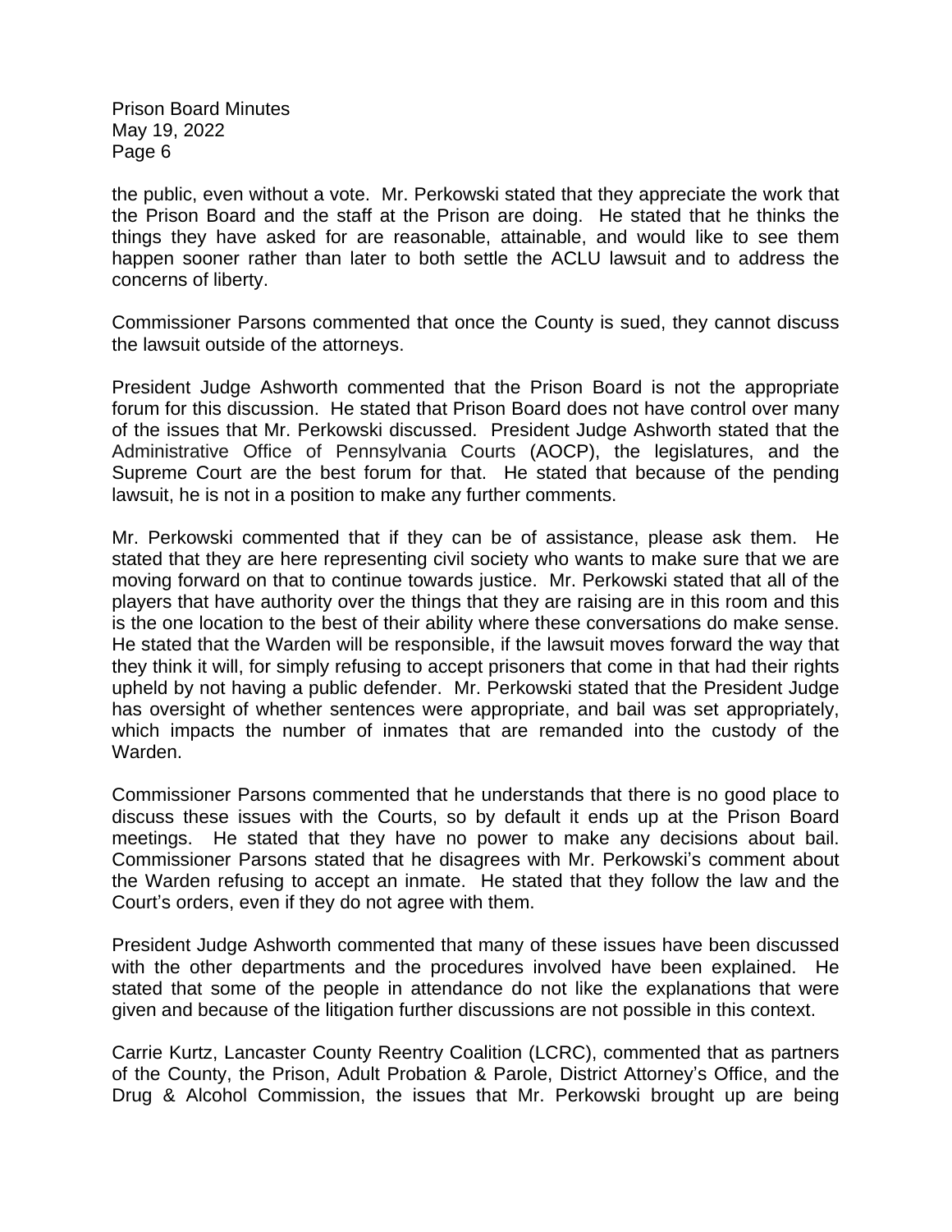the public, even without a vote. Mr. Perkowski stated that they appreciate the work that the Prison Board and the staff at the Prison are doing. He stated that he thinks the things they have asked for are reasonable, attainable, and would like to see them happen sooner rather than later to both settle the ACLU lawsuit and to address the concerns of liberty.

Commissioner Parsons commented that once the County is sued, they cannot discuss the lawsuit outside of the attorneys.

President Judge Ashworth commented that the Prison Board is not the appropriate forum for this discussion. He stated that Prison Board does not have control over many of the issues that Mr. Perkowski discussed. President Judge Ashworth stated that the Administrative Office of Pennsylvania Courts (AOCP), the legislatures, and the Supreme Court are the best forum for that. He stated that because of the pending lawsuit, he is not in a position to make any further comments.

Mr. Perkowski commented that if they can be of assistance, please ask them. He stated that they are here representing civil society who wants to make sure that we are moving forward on that to continue towards justice. Mr. Perkowski stated that all of the players that have authority over the things that they are raising are in this room and this is the one location to the best of their ability where these conversations do make sense. He stated that the Warden will be responsible, if the lawsuit moves forward the way that they think it will, for simply refusing to accept prisoners that come in that had their rights upheld by not having a public defender. Mr. Perkowski stated that the President Judge has oversight of whether sentences were appropriate, and bail was set appropriately, which impacts the number of inmates that are remanded into the custody of the Warden.

Commissioner Parsons commented that he understands that there is no good place to discuss these issues with the Courts, so by default it ends up at the Prison Board meetings. He stated that they have no power to make any decisions about bail. Commissioner Parsons stated that he disagrees with Mr. Perkowski's comment about the Warden refusing to accept an inmate. He stated that they follow the law and the Court's orders, even if they do not agree with them.

President Judge Ashworth commented that many of these issues have been discussed with the other departments and the procedures involved have been explained. He stated that some of the people in attendance do not like the explanations that were given and because of the litigation further discussions are not possible in this context.

Carrie Kurtz, Lancaster County Reentry Coalition (LCRC), commented that as partners of the County, the Prison, Adult Probation & Parole, District Attorney's Office, and the Drug & Alcohol Commission, the issues that Mr. Perkowski brought up are being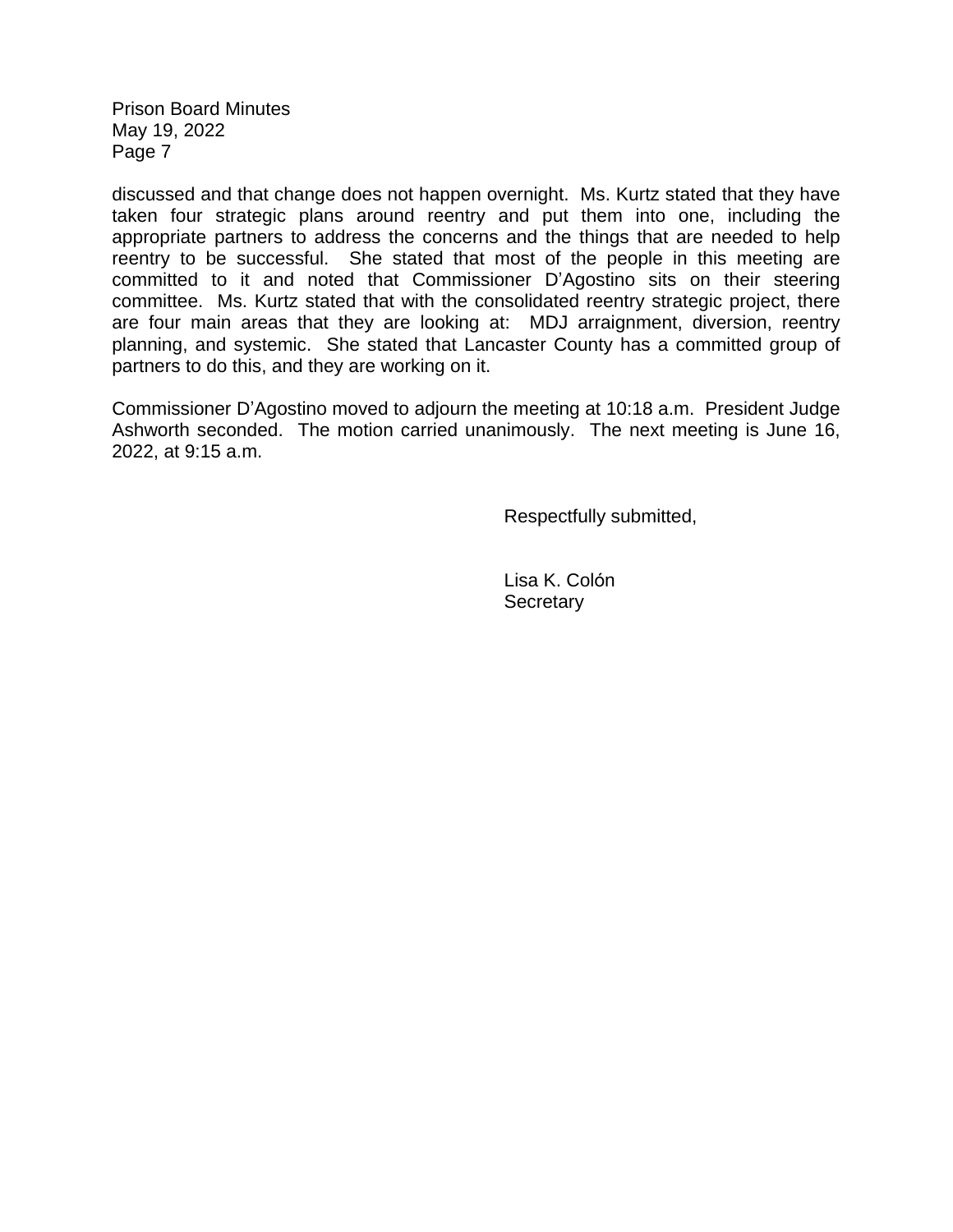discussed and that change does not happen overnight. Ms. Kurtz stated that they have taken four strategic plans around reentry and put them into one, including the appropriate partners to address the concerns and the things that are needed to help reentry to be successful. She stated that most of the people in this meeting are committed to it and noted that Commissioner D'Agostino sits on their steering committee. Ms. Kurtz stated that with the consolidated reentry strategic project, there are four main areas that they are looking at: MDJ arraignment, diversion, reentry planning, and systemic. She stated that Lancaster County has a committed group of partners to do this, and they are working on it.

Commissioner D'Agostino moved to adjourn the meeting at 10:18 a.m. President Judge Ashworth seconded. The motion carried unanimously. The next meeting is June 16, 2022, at 9:15 a.m.

Respectfully submitted,

Lisa K. Colón
Secretary